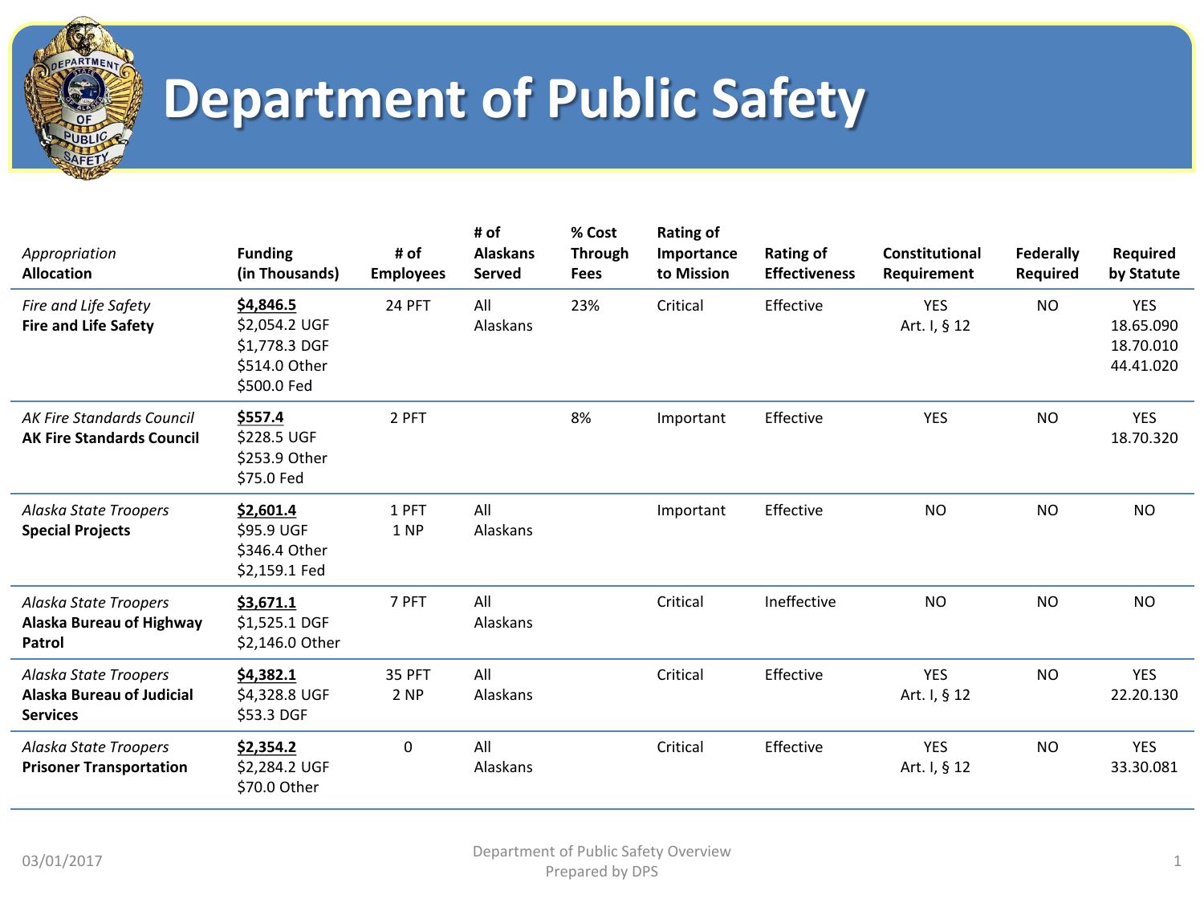# Department of Public Safety

| *Appropriation* **Allocation** | **Funding (in Thousands)** | **# of Employees** | **# of Alaskans Served** | **% Cost Through Fees** | **Rating of Importance to Mission** | **Rating of Effectiveness** | **Constitutional Requirement** | **Federally Required** | **Required by Statute** |
|---|---|---|---|---|---|---|---|---|---|
| *Fire and Life Safety* **Fire and Life Safety** | **$4,846.5** $2,054.2 UGF $1,778.3 DGF $514.0 Other $500.0 Fed | 24 PFT | All Alaskans | 23% | Critical | Effective | YES Art. I, § 12 | NO | YES 18.65.090 18.70.010 44.41.020 |
| *AK Fire Standards Council* **AK Fire Standards Council** | **$557.4** $228.5 UGF $253.9 Other $75.0 Fed | 2 PFT | | 8% | Important | Effective | YES | NO | YES 18.70.320 |
| *Alaska State Troopers* **Special Projects** | **$2,601.4** $95.9 UGF $346.4 Other $2,159.1 Fed | 1 PFT 1 NP | All Alaskans | | Important | Effective | NO | NO | NO |
| *Alaska State Troopers* **Alaska Bureau of Highway Patrol** | **$3,671.1** $1,525.1 DGF $2,146.0 Other | 7 PFT | All Alaskans | | Critical | Ineffective | NO | NO | NO |
| *Alaska State Troopers* **Alaska Bureau of Judicial Services** | **$4,382.1** $4,328.8 UGF $53.3 DGF | 35 PFT 2 NP | All Alaskans | | Critical | Effective | YES Art. I, § 12 | NO | YES 22.20.130 |
| *Alaska State Troopers* **Prisoner Transportation** | **$2,354.2** $2,284.2 UGF $70.0 Other | 0 | All Alaskans | | Critical | Effective | YES Art. I, § 12 | NO | YES 33.30.081 |

03/01/2017

Department of Public Safety Overview
Prepared by DPS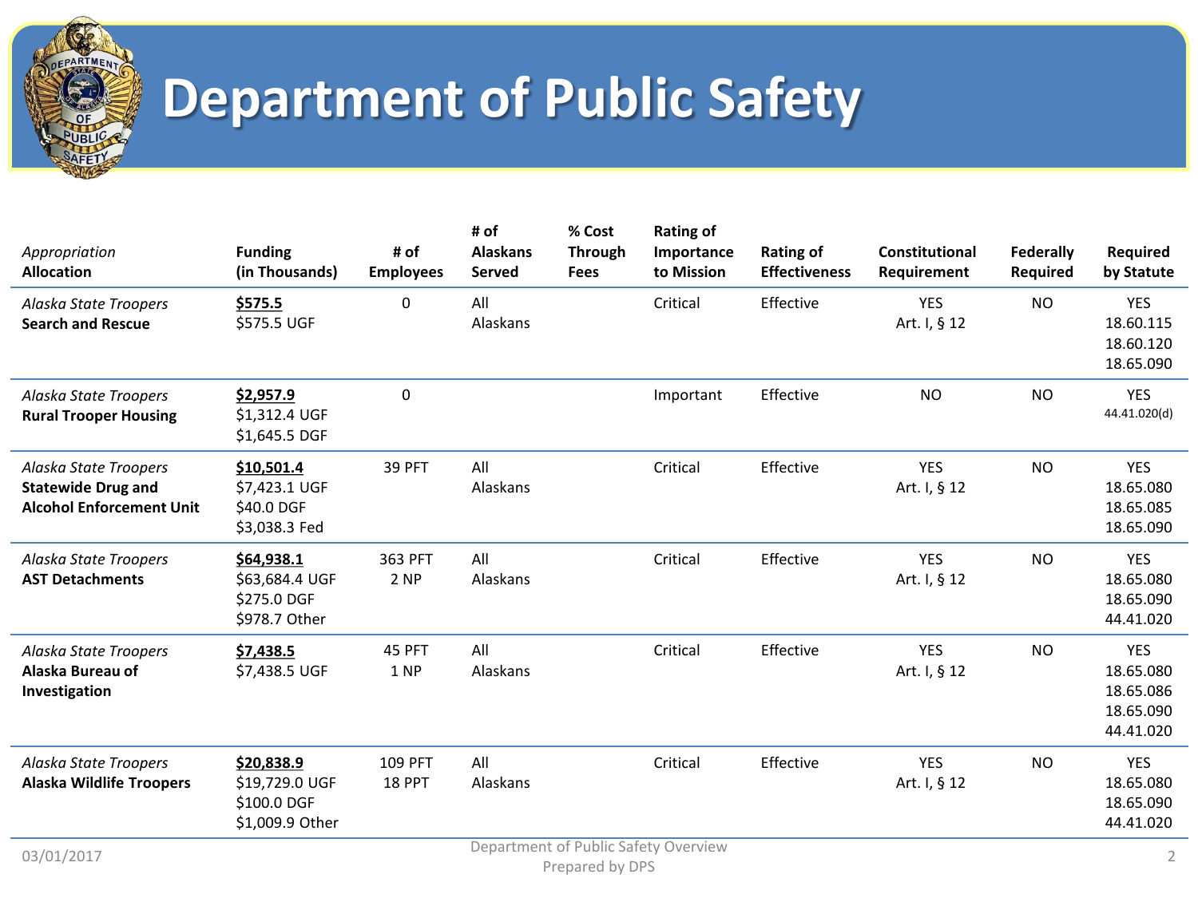# Department of Public Safety

| *Appropriation* **Allocation** | Funding (in Thousands) | # of Employees | # of Alaskans Served | % Cost Through Fees | Rating of Importance to Mission | Rating of Effectiveness | Constitutional Requirement | Federally Required | Required by Statute |
|---|---|---|---|---|---|---|---|---|---|
| *Alaska State Troopers* **Search and Rescue** | **$575.5**<br>$575.5 UGF | 0 | All Alaskans | | Critical | Effective | YES<br>Art. I, § 12 | NO | YES<br>18.60.115<br>18.60.120<br>18.65.090 |
| *Alaska State Troopers* **Rural Trooper Housing** | **$2,957.9**<br>$1,312.4 UGF<br>$1,645.5 DGF | 0 | | | Important | Effective | NO | NO | YES<br>44.41.020(d) |
| *Alaska State Troopers* **Statewide Drug and Alcohol Enforcement Unit** | **$10,501.4**<br>$7,423.1 UGF<br>$40.0 DGF<br>$3,038.3 Fed | 39 PFT | All Alaskans | | Critical | Effective | YES<br>Art. I, § 12 | NO | YES<br>18.65.080<br>18.65.085<br>18.65.090 |
| *Alaska State Troopers* **AST Detachments** | **$64,938.1**<br>$63,684.4 UGF<br>$275.0 DGF<br>$978.7 Other | 363 PFT<br>2 NP | All Alaskans | | Critical | Effective | YES<br>Art. I, § 12 | NO | YES<br>18.65.080<br>18.65.090<br>44.41.020 |
| *Alaska State Troopers* **Alaska Bureau of Investigation** | **$7,438.5**<br>$7,438.5 UGF | 45 PFT<br>1 NP | All Alaskans | | Critical | Effective | YES<br>Art. I, § 12 | NO | YES<br>18.65.080<br>18.65.086<br>18.65.090<br>44.41.020 |
| *Alaska State Troopers* **Alaska Wildlife Troopers** | **$20,838.9**<br>$19,729.0 UGF<br>$100.0 DGF<br>$1,009.9 Other | 109 PFT<br>18 PPT | All Alaskans | | Critical | Effective | YES<br>Art. I, § 12 | NO | YES<br>18.65.080<br>18.65.090<br>44.41.020 |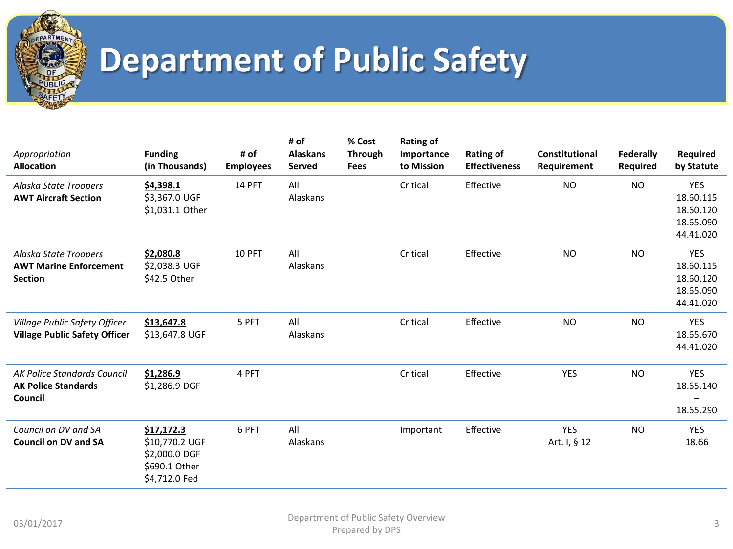# Department of Public Safety

| *Appropriation* **Allocation** | Funding (in Thousands) | # of Employees | # of Alaskans Served | % Cost Through Fees | Rating of Importance to Mission | Rating of Effectiveness | Constitutional Requirement | Federally Required | Required by Statute |
|---|---|---|---|---|---|---|---|---|---|
| *Alaska State Troopers* **AWT Aircraft Section** | **$4,398.1** $3,367.0 UGF $1,031.1 Other | 14 PFT | All Alaskans | | Critical | Effective | NO | NO | YES 18.60.115 18.60.120 18.65.090 44.41.020 |
| *Alaska State Troopers* **AWT Marine Enforcement Section** | **$2,080.8** $2,038.3 UGF $42.5 Other | 10 PFT | All Alaskans | | Critical | Effective | NO | NO | YES 18.60.115 18.60.120 18.65.090 44.41.020 |
| *Village Public Safety Officer* **Village Public Safety Officer** | **$13,647.8** $13,647.8 UGF | 5 PFT | All Alaskans | | Critical | Effective | NO | NO | YES 18.65.670 44.41.020 |
| *AK Police Standards Council* **AK Police Standards Council** | **$1,286.9** $1,286.9 DGF | 4 PFT | | | Critical | Effective | YES | NO | YES 18.65.140 – 18.65.290 |
| *Council on DV and SA* **Council on DV and SA** | **$17,172.3** $10,770.2 UGF $2,000.0 DGF $690.1 Other $4,712.0 Fed | 6 PFT | All Alaskans | | Important | Effective | YES Art. I, § 12 | NO | YES 18.66 |

03/01/2017

Department of Public Safety Overview
Prepared by DPS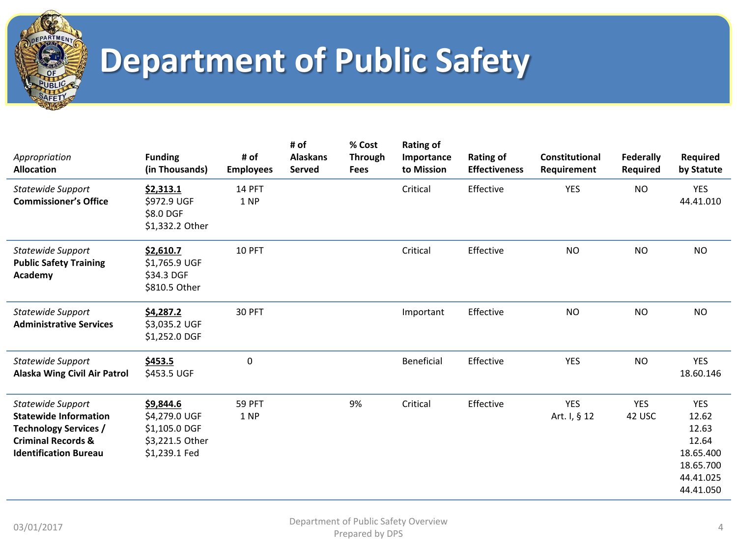# Department of Public Safety

| *Appropriation* **Allocation** | **Funding (in Thousands)** | **# of Employees** | **# of Alaskans Served** | **% Cost Through Fees** | **Rating of Importance to Mission** | **Rating of Effectiveness** | **Constitutional Requirement** | **Federally Required** | **Required by Statute** |
|---|---|---|---|---|---|---|---|---|---|
| *Statewide Support* **Commissioner's Office** | **$2,313.1** $972.9 UGF $8.0 DGF $1,332.2 Other | 14 PFT 1 NP | | | Critical | Effective | YES | NO | YES 44.41.010 |
| *Statewide Support* **Public Safety Training Academy** | **$2,610.7** $1,765.9 UGF $34.3 DGF $810.5 Other | 10 PFT | | | Critical | Effective | NO | NO | NO |
| *Statewide Support* **Administrative Services** | **$4,287.2** $3,035.2 UGF $1,252.0 DGF | 30 PFT | | | Important | Effective | NO | NO | NO |
| *Statewide Support* **Alaska Wing Civil Air Patrol** | **$453.5** $453.5 UGF | 0 | | | Beneficial | Effective | YES | NO | YES 18.60.146 |
| *Statewide Support* **Statewide Information Technology Services / Criminal Records & Identification Bureau** | **$9,844.6** $4,279.0 UGF $1,105.0 DGF $3,221.5 Other $1,239.1 Fed | 59 PFT 1 NP | | 9% | Critical | Effective | YES Art. I, § 12 | YES 42 USC | YES 12.62 12.63 12.64 18.65.400 18.65.700 44.41.025 44.41.050 |

03/01/2017

Department of Public Safety Overview
Prepared by DPS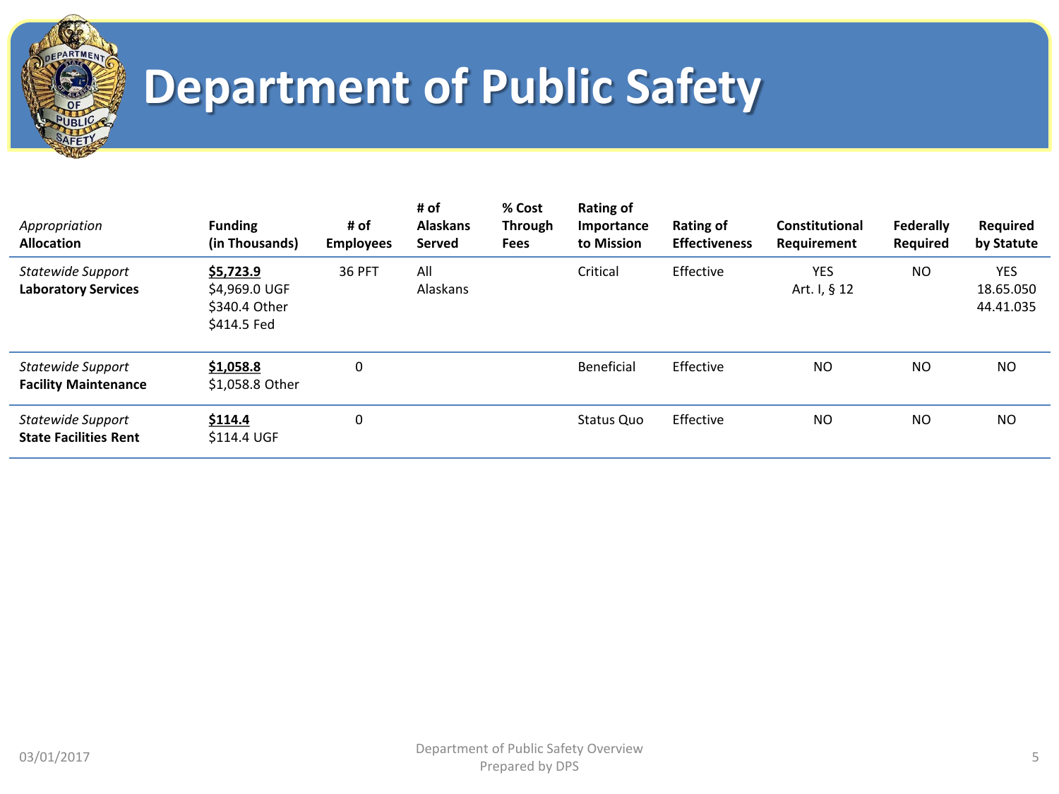# Department of Public Safety

| *Appropriation* **Allocation** | **Funding (in Thousands)** | **# of Employees** | **# of Alaskans Served** | **% Cost Through Fees** | **Rating of Importance to Mission** | **Rating of Effectiveness** | **Constitutional Requirement** | **Federally Required** | **Required by Statute** |
|---|---|---|---|---|---|---|---|---|---|
| *Statewide Support* **Laboratory Services** | **$5,723.9** $4,969.0 UGF $340.4 Other $414.5 Fed | 36 PFT | All Alaskans | | Critical | Effective | YES Art. I, § 12 | NO | YES 18.65.050 44.41.035 |
| *Statewide Support* **Facility Maintenance** | **$1,058.8** $1,058.8 Other | 0 | | | Beneficial | Effective | NO | NO | NO |
| *Statewide Support* **State Facilities Rent** | **$114.4** $114.4 UGF | 0 | | | Status Quo | Effective | NO | NO | NO |

03/01/2017

Department of Public Safety Overview
Prepared by DPS